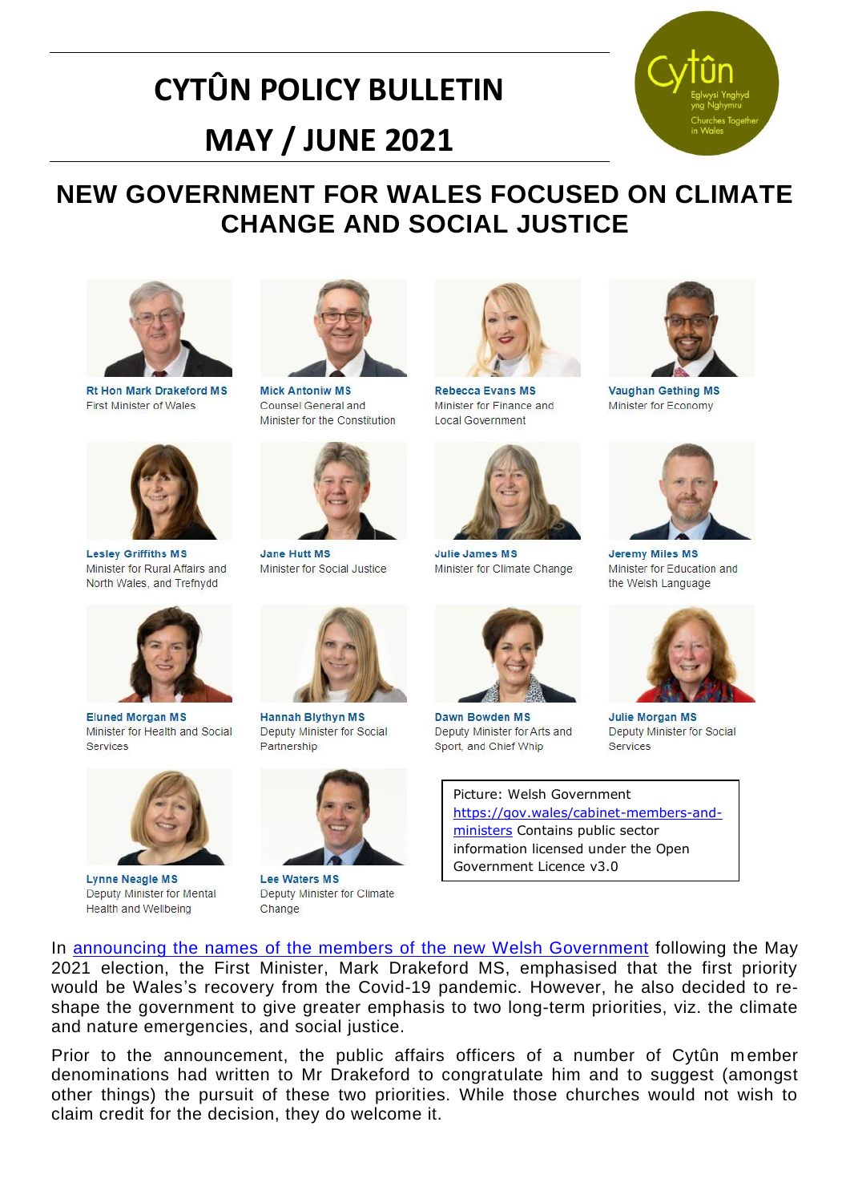# CYTÛN POLICY BULLETIN

# MAY / JUNE 2021

## NEW GOVERNMENT FOR WALES FOCUSED ON CLIMATE CHANGE AND SOCIAL JUSTICE

**Rt Hon Mark Drakeford MS**
First Minister of Wales

**Mick Antoniw MS**
Counsel General and Minister for the Constitution

**Rebecca Evans MS**
Minister for Finance and Local Government

**Vaughan Gething MS**
Minister for Economy

**Lesley Griffiths MS**
Minister for Rural Affairs and North Wales, and Trefnydd

**Jane Hutt MS**
Minister for Social Justice

**Julie James MS**
Minister for Climate Change

**Jeremy Miles MS**
Minister for Education and the Welsh Language

**Eluned Morgan MS**
Minister for Health and Social Services

**Hannah Blythyn MS**
Deputy Minister for Social Partnership

**Dawn Bowden MS**
Deputy Minister for Arts and Sport, and Chief Whip

**Julie Morgan MS**
Deputy Minister for Social Services

**Lynne Neagle MS**
Deputy Minister for Mental Health and Wellbeing

**Lee Waters MS**
Deputy Minister for Climate Change

Picture: Welsh Government https://gov.wales/cabinet-members-and-ministers Contains public sector information licensed under the Open Government Licence v3.0

In announcing the names of the members of the new Welsh Government following the May 2021 election, the First Minister, Mark Drakeford MS, emphasised that the first priority would be Wales's recovery from the Covid-19 pandemic. However, he also decided to re-shape the government to give greater emphasis to two long-term priorities, viz. the climate and nature emergencies, and social justice.

Prior to the announcement, the public affairs officers of a number of Cytûn member denominations had written to Mr Drakeford to congratulate him and to suggest (amongst other things) the pursuit of these two priorities. While those churches would not wish to claim credit for the decision, they do welcome it.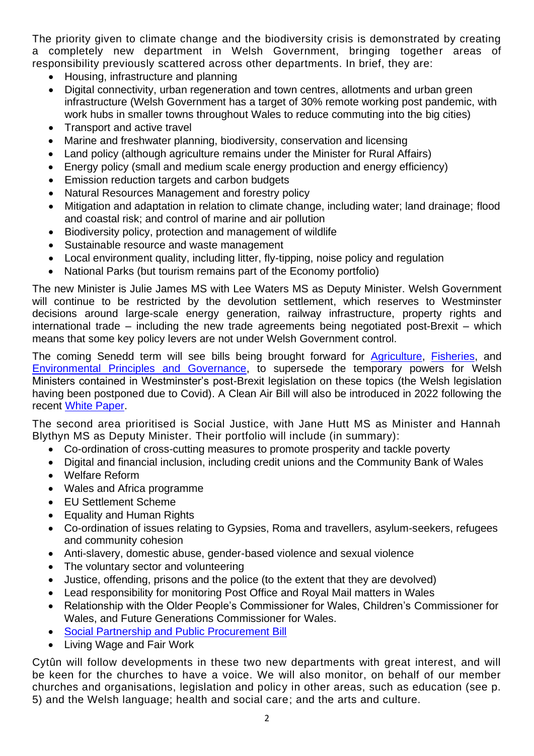The priority given to climate change and the biodiversity crisis is demonstrated by creating a completely new department in Welsh Government, bringing together areas of responsibility previously scattered across other departments. In brief, they are:

- Housing, infrastructure and planning
- Digital connectivity, urban regeneration and town centres, allotments and urban green infrastructure (Welsh Government has a target of 30% remote working post pandemic, with work hubs in smaller towns throughout Wales to reduce commuting into the big cities)
- Transport and active travel
- Marine and freshwater planning, biodiversity, conservation and licensing
- Land policy (although agriculture remains under the Minister for Rural Affairs)
- Energy policy (small and medium scale energy production and energy efficiency)
- Emission reduction targets and carbon budgets
- Natural Resources Management and forestry policy
- Mitigation and adaptation in relation to climate change, including water; land drainage; flood and coastal risk; and control of marine and air pollution
- Biodiversity policy, protection and management of wildlife
- Sustainable resource and waste management
- Local environment quality, including litter, fly-tipping, noise policy and regulation
- National Parks (but tourism remains part of the Economy portfolio)

The new Minister is Julie James MS with Lee Waters MS as Deputy Minister. Welsh Government will continue to be restricted by the devolution settlement, which reserves to Westminster decisions around large-scale energy generation, railway infrastructure, property rights and international trade – including the new trade agreements being negotiated post-Brexit – which means that some key policy levers are not under Welsh Government control.

The coming Senedd term will see bills being brought forward for Agriculture, Fisheries, and Environmental Principles and Governance, to supersede the temporary powers for Welsh Ministers contained in Westminster's post-Brexit legislation on these topics (the Welsh legislation having been postponed due to Covid). A Clean Air Bill will also be introduced in 2022 following the recent White Paper.

The second area prioritised is Social Justice, with Jane Hutt MS as Minister and Hannah Blythyn MS as Deputy Minister. Their portfolio will include (in summary):

- Co-ordination of cross-cutting measures to promote prosperity and tackle poverty
- Digital and financial inclusion, including credit unions and the Community Bank of Wales
- Welfare Reform
- Wales and Africa programme
- EU Settlement Scheme
- Equality and Human Rights
- Co-ordination of issues relating to Gypsies, Roma and travellers, asylum-seekers, refugees and community cohesion
- Anti-slavery, domestic abuse, gender-based violence and sexual violence
- The voluntary sector and volunteering
- Justice, offending, prisons and the police (to the extent that they are devolved)
- Lead responsibility for monitoring Post Office and Royal Mail matters in Wales
- Relationship with the Older People's Commissioner for Wales, Children's Commissioner for Wales, and Future Generations Commissioner for Wales.
- Social Partnership and Public Procurement Bill
- Living Wage and Fair Work

Cytûn will follow developments in these two new departments with great interest, and will be keen for the churches to have a voice. We will also monitor, on behalf of our member churches and organisations, legislation and policy in other areas, such as education (see p. 5) and the Welsh language; health and social care; and the arts and culture.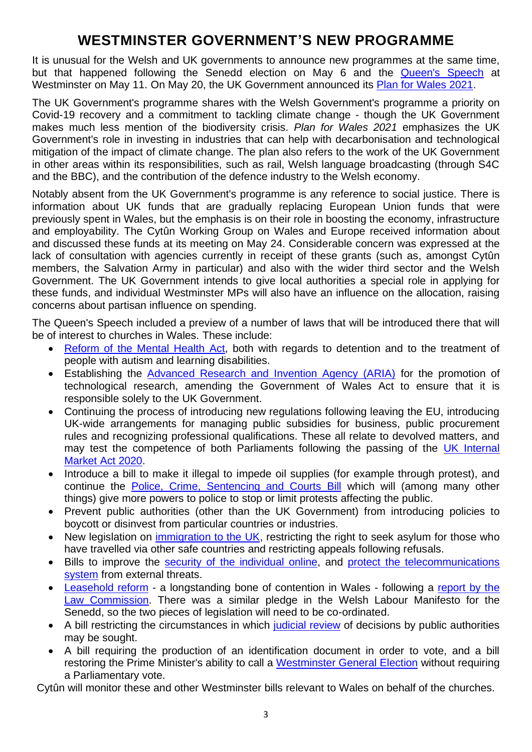# WESTMINSTER GOVERNMENT'S NEW PROGRAMME

It is unusual for the Welsh and UK governments to announce new programmes at the same time, but that happened following the Senedd election on May 6 and the Queen's Speech at Westminster on May 11. On May 20, the UK Government announced its Plan for Wales 2021.

The UK Government's programme shares with the Welsh Government's programme a priority on Covid-19 recovery and a commitment to tackling climate change - though the UK Government makes much less mention of the biodiversity crisis. *Plan for Wales 2021* emphasizes the UK Government's role in investing in industries that can help with decarbonisation and technological mitigation of the impact of climate change. The plan also refers to the work of the UK Government in other areas within its responsibilities, such as rail, Welsh language broadcasting (through S4C and the BBC), and the contribution of the defence industry to the Welsh economy.

Notably absent from the UK Government's programme is any reference to social justice. There is information about UK funds that are gradually replacing European Union funds that were previously spent in Wales, but the emphasis is on their role in boosting the economy, infrastructure and employability. The Cytûn Working Group on Wales and Europe received information about and discussed these funds at its meeting on May 24. Considerable concern was expressed at the lack of consultation with agencies currently in receipt of these grants (such as, amongst Cytûn members, the Salvation Army in particular) and also with the wider third sector and the Welsh Government. The UK Government intends to give local authorities a special role in applying for these funds, and individual Westminster MPs will also have an influence on the allocation, raising concerns about partisan influence on spending.

The Queen's Speech included a preview of a number of laws that will be introduced there that will be of interest to churches in Wales. These include:

- Reform of the Mental Health Act, both with regards to detention and to the treatment of people with autism and learning disabilities.
- Establishing the Advanced Research and Invention Agency (ARIA) for the promotion of technological research, amending the Government of Wales Act to ensure that it is responsible solely to the UK Government.
- Continuing the process of introducing new regulations following leaving the EU, introducing UK-wide arrangements for managing public subsidies for business, public procurement rules and recognizing professional qualifications. These all relate to devolved matters, and may test the competence of both Parliaments following the passing of the UK Internal Market Act 2020.
- Introduce a bill to make it illegal to impede oil supplies (for example through protest), and continue the Police, Crime, Sentencing and Courts Bill which will (among many other things) give more powers to police to stop or limit protests affecting the public.
- Prevent public authorities (other than the UK Government) from introducing policies to boycott or disinvest from particular countries or industries.
- New legislation on immigration to the UK, restricting the right to seek asylum for those who have travelled via other safe countries and restricting appeals following refusals.
- Bills to improve the security of the individual online, and protect the telecommunications system from external threats.
- Leasehold reform - a longstanding bone of contention in Wales - following a report by the Law Commission. There was a similar pledge in the Welsh Labour Manifesto for the Senedd, so the two pieces of legislation will need to be co-ordinated.
- A bill restricting the circumstances in which judicial review of decisions by public authorities may be sought.
- A bill requiring the production of an identification document in order to vote, and a bill restoring the Prime Minister's ability to call a Westminster General Election without requiring a Parliamentary vote.

Cytûn will monitor these and other Westminster bills relevant to Wales on behalf of the churches.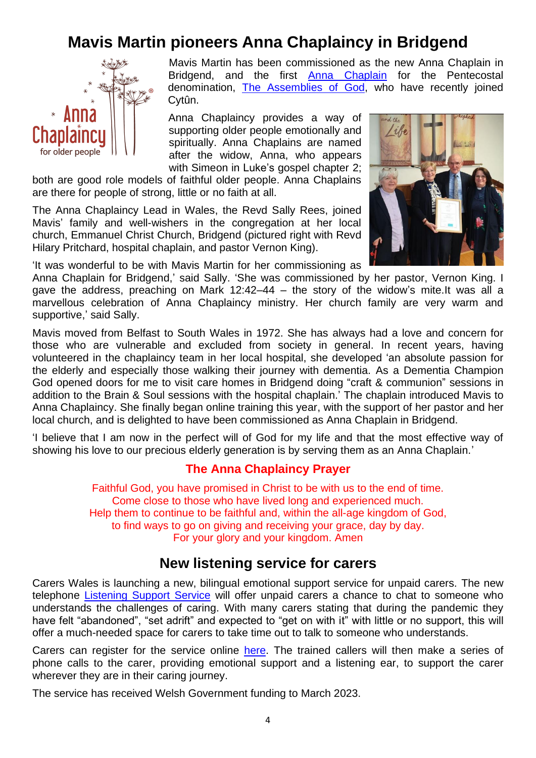# Mavis Martin pioneers Anna Chaplaincy in Bridgend

Mavis Martin has been commissioned as the new Anna Chaplain in Bridgend, and the first Anna Chaplain for the Pentecostal denomination, The Assemblies of God, who have recently joined Cytûn.

Anna Chaplaincy provides a way of supporting older people emotionally and spiritually. Anna Chaplains are named after the widow, Anna, who appears with Simeon in Luke's gospel chapter 2; both are good role models of faithful older people. Anna Chaplains are there for people of strong, little or no faith at all.

The Anna Chaplaincy Lead in Wales, the Revd Sally Rees, joined Mavis' family and well-wishers in the congregation at her local church, Emmanuel Christ Church, Bridgend (pictured right with Revd Hilary Pritchard, hospital chaplain, and pastor Vernon King).

'It was wonderful to be with Mavis Martin for her commissioning as Anna Chaplain for Bridgend,' said Sally. 'She was commissioned by her pastor, Vernon King. I gave the address, preaching on Mark 12:42–44 – the story of the widow's mite.It was all a marvellous celebration of Anna Chaplaincy ministry. Her church family are very warm and supportive,' said Sally.

Mavis moved from Belfast to South Wales in 1972. She has always had a love and concern for those who are vulnerable and excluded from society in general. In recent years, having volunteered in the chaplaincy team in her local hospital, she developed 'an absolute passion for the elderly and especially those walking their journey with dementia. As a Dementia Champion God opened doors for me to visit care homes in Bridgend doing "craft & communion" sessions in addition to the Brain & Soul sessions with the hospital chaplain.' The chaplain introduced Mavis to Anna Chaplaincy. She finally began online training this year, with the support of her pastor and her local church, and is delighted to have been commissioned as Anna Chaplain in Bridgend.

'I believe that I am now in the perfect will of God for my life and that the most effective way of showing his love to our precious elderly generation is by serving them as an Anna Chaplain.'

### The Anna Chaplaincy Prayer

Faithful God, you have promised in Christ to be with us to the end of time.
Come close to those who have lived long and experienced much.
Help them to continue to be faithful and, within the all-age kingdom of God,
to find ways to go on giving and receiving your grace, day by day.
For your glory and your kingdom. Amen

## New listening service for carers

Carers Wales is launching a new, bilingual emotional support service for unpaid carers. The new telephone Listening Support Service will offer unpaid carers a chance to chat to someone who understands the challenges of caring. With many carers stating that during the pandemic they have felt "abandoned", "set adrift" and expected to "get on with it" with little or no support, this will offer a much-needed space for carers to take time out to talk to someone who understands.

Carers can register for the service online here. The trained callers will then make a series of phone calls to the carer, providing emotional support and a listening ear, to support the carer wherever they are in their caring journey.

The service has received Welsh Government funding to March 2023.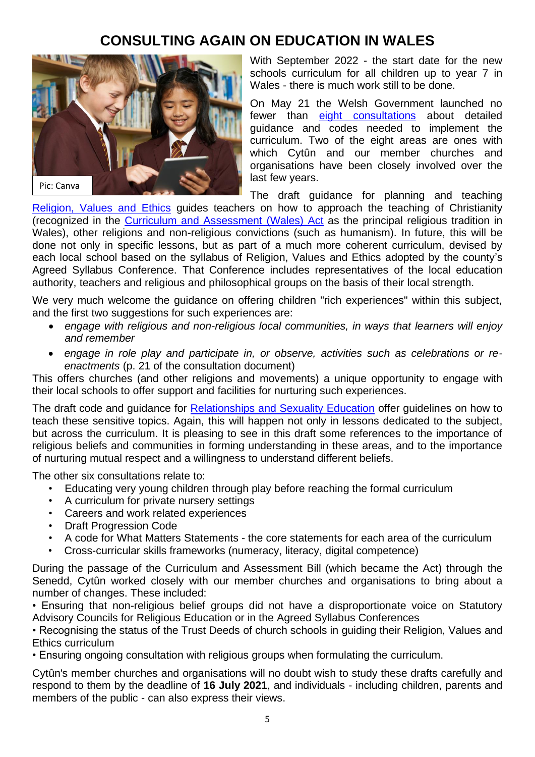# CONSULTING AGAIN ON EDUCATION IN WALES

Pic: Canva

With September 2022 - the start date for the new schools curriculum for all children up to year 7 in Wales - there is much work still to be done.

On May 21 the Welsh Government launched no fewer than eight consultations about detailed guidance and codes needed to implement the curriculum. Two of the eight areas are ones with which Cytûn and our member churches and organisations have been closely involved over the last few years.

The draft guidance for planning and teaching Religion, Values and Ethics guides teachers on how to approach the teaching of Christianity (recognized in the Curriculum and Assessment (Wales) Act as the principal religious tradition in Wales), other religions and non-religious convictions (such as humanism). In future, this will be done not only in specific lessons, but as part of a much more coherent curriculum, devised by each local school based on the syllabus of Religion, Values and Ethics adopted by the county's Agreed Syllabus Conference. That Conference includes representatives of the local education authority, teachers and religious and philosophical groups on the basis of their local strength.

We very much welcome the guidance on offering children "rich experiences" within this subject, and the first two suggestions for such experiences are:

- *engage with religious and non-religious local communities, in ways that learners will enjoy and remember*
- *engage in role play and participate in, or observe, activities such as celebrations or re-enactments* (p. 21 of the consultation document)

This offers churches (and other religions and movements) a unique opportunity to engage with their local schools to offer support and facilities for nurturing such experiences.

The draft code and guidance for Relationships and Sexuality Education offer guidelines on how to teach these sensitive topics. Again, this will happen not only in lessons dedicated to the subject, but across the curriculum. It is pleasing to see in this draft some references to the importance of religious beliefs and communities in forming understanding in these areas, and to the importance of nurturing mutual respect and a willingness to understand different beliefs.

The other six consultations relate to:

- Educating very young children through play before reaching the formal curriculum
- A curriculum for private nursery settings
- Careers and work related experiences
- Draft Progression Code
- A code for What Matters Statements - the core statements for each area of the curriculum
- Cross-curricular skills frameworks (numeracy, literacy, digital competence)

During the passage of the Curriculum and Assessment Bill (which became the Act) through the Senedd, Cytûn worked closely with our member churches and organisations to bring about a number of changes. These included:

• Ensuring that non-religious belief groups did not have a disproportionate voice on Statutory Advisory Councils for Religious Education or in the Agreed Syllabus Conferences

• Recognising the status of the Trust Deeds of church schools in guiding their Religion, Values and Ethics curriculum

• Ensuring ongoing consultation with religious groups when formulating the curriculum.

Cytûn's member churches and organisations will no doubt wish to study these drafts carefully and respond to them by the deadline of **16 July 2021**, and individuals - including children, parents and members of the public - can also express their views.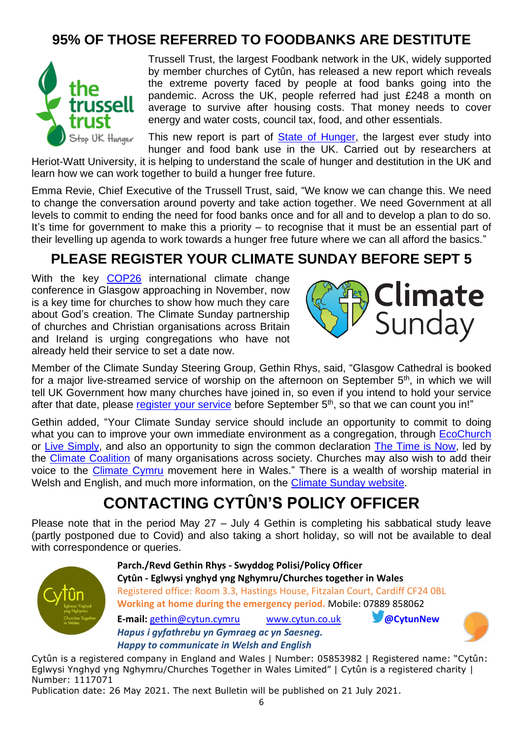## 95% OF THOSE REFERRED TO FOODBANKS ARE DESTITUTE

Trussell Trust, the largest Foodbank network in the UK, widely supported by member churches of Cytûn, has released a new report which reveals the extreme poverty faced by people at food banks going into the pandemic. Across the UK, people referred had just £248 a month on average to survive after housing costs. That money needs to cover energy and water costs, council tax, food, and other essentials.

This new report is part of State of Hunger, the largest ever study into hunger and food bank use in the UK. Carried out by researchers at Heriot-Watt University, it is helping to understand the scale of hunger and destitution in the UK and learn how we can work together to build a hunger free future.

Emma Revie, Chief Executive of the Trussell Trust, said, "We know we can change this. We need to change the conversation around poverty and take action together. We need Government at all levels to commit to ending the need for food banks once and for all and to develop a plan to do so. It's time for government to make this a priority – to recognise that it must be an essential part of their levelling up agenda to work towards a hunger free future where we can all afford the basics."

## PLEASE REGISTER YOUR CLIMATE SUNDAY BEFORE SEPT 5

With the key COP26 international climate change conference in Glasgow approaching in November, now is a key time for churches to show how much they care about God's creation. The Climate Sunday partnership of churches and Christian organisations across Britain and Ireland is urging congregations who have not already held their service to set a date now.

Member of the Climate Sunday Steering Group, Gethin Rhys, said, "Glasgow Cathedral is booked for a major live-streamed service of worship on the afternoon on September 5th, in which we will tell UK Government how many churches have joined in, so even if you intend to hold your service after that date, please register your service before September 5th, so that we can count you in!"

Gethin added, "Your Climate Sunday service should include an opportunity to commit to doing what you can to improve your own immediate environment as a congregation, through EcoChurch or Live Simply, and also an opportunity to sign the common declaration The Time is Now, led by the Climate Coalition of many organisations across society. Churches may also wish to add their voice to the Climate Cymru movement here in Wales." There is a wealth of worship material in Welsh and English, and much more information, on the Climate Sunday website.

## CONTACTING CYTÛN'S POLICY OFFICER

Please note that in the period May 27 – July 4 Gethin is completing his sabbatical study leave (partly postponed due to Covid) and also taking a short holiday, so will not be available to deal with correspondence or queries.

**Parch./Revd Gethin Rhys - Swyddog Polisi/Policy Officer**
**Cytûn - Eglwysi ynghyd yng Nghymru/Churches together in Wales**
Registered office: Room 3.3, Hastings House, Fitzalan Court, Cardiff CF24 0BL
**Working at home during the emergency period.** Mobile: 07889 858062
**E-mail:** gethin@cytun.cymru www.cytun.co.uk **@CytunNew**
***Hapus i gyfathrebu yn Gymraeg ac yn Saesneg.***
***Happy to communicate in Welsh and English***

Cytûn is a registered company in England and Wales | Number: 05853982 | Registered name: "Cytûn: Eglwysi Ynghyd yng Nghymru/Churches Together in Wales Limited" | Cytûn is a registered charity | Number: 1117071

Publication date: 26 May 2021. The next Bulletin will be published on 21 July 2021.